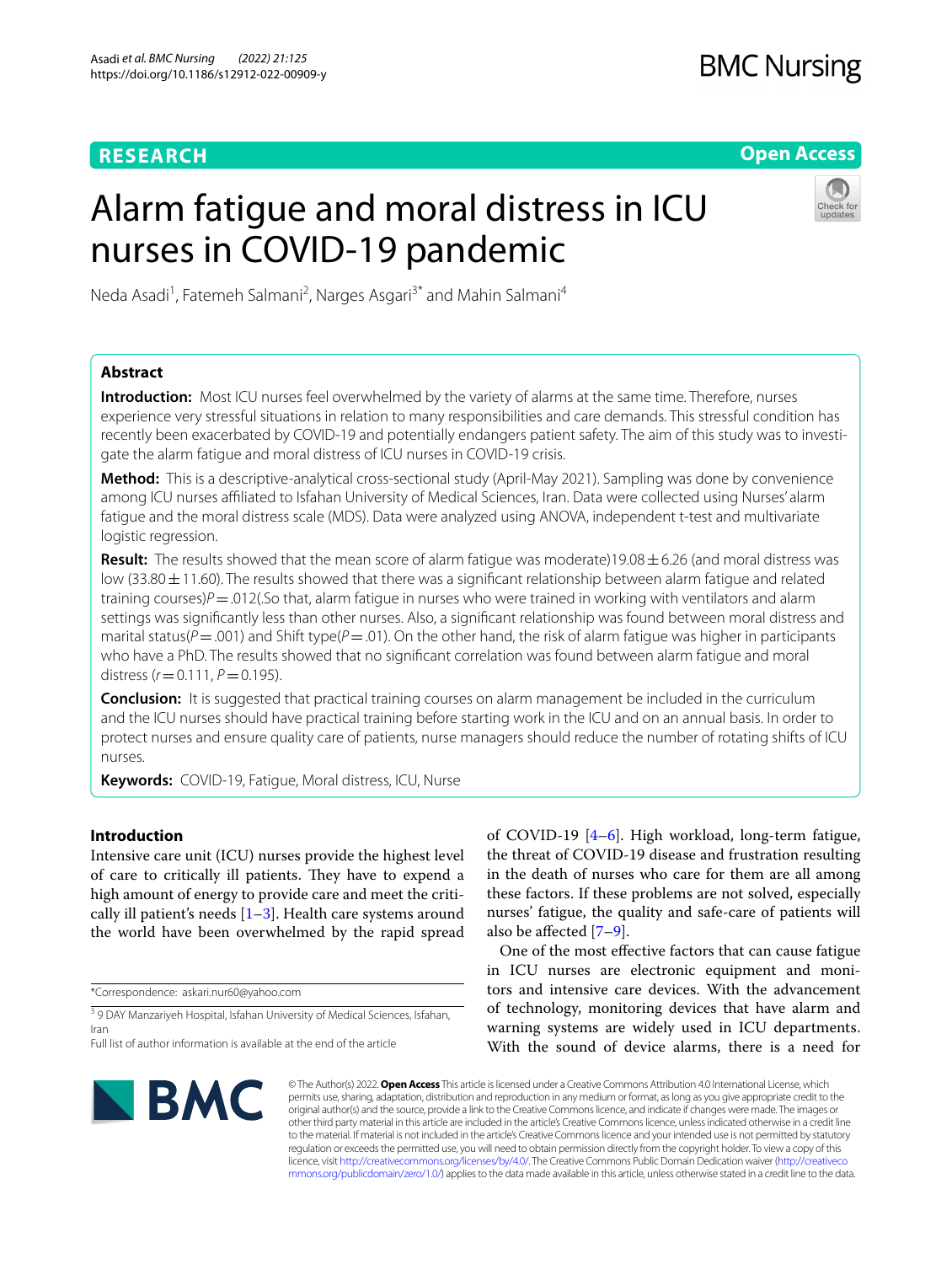RESEARCH

Open Access

# Alarm fatigue and moral distress in ICU nurses in COVID-19 pandemic

Neda Asadi[1], Fatemeh Salmani[2], Narges Asgari[3*] and Mahin Salmani[4]

## Abstract

**Introduction:** Most ICU nurses feel overwhelmed by the variety of alarms at the same time. Therefore, nurses experience very stressful situations in relation to many responsibilities and care demands. This stressful condition has recently been exacerbated by COVID-19 and potentially endangers patient safety. The aim of this study was to investigate the alarm fatigue and moral distress of ICU nurses in COVID-19 crisis.

**Method:** This is a descriptive-analytical cross-sectional study (April-May 2021). Sampling was done by convenience among ICU nurses affiliated to Isfahan University of Medical Sciences, Iran. Data were collected using Nurses' alarm fatigue and the moral distress scale (MDS). Data were analyzed using ANOVA, independent t-test and multivariate logistic regression.

**Result:** The results showed that the mean score of alarm fatigue was moderate)19.08 ± 6.26 (and moral distress was low (33.80 ± 11.60). The results showed that there was a significant relationship between alarm fatigue and related training courses)*P* = .012(.So that, alarm fatigue in nurses who were trained in working with ventilators and alarm settings was significantly less than other nurses. Also, a significant relationship was found between moral distress and marital status(*P* = .001) and Shift type(*P* = .01). On the other hand, the risk of alarm fatigue was higher in participants who have a PhD. The results showed that no significant correlation was found between alarm fatigue and moral distress (*r* = 0.111, *P* = 0.195).

**Conclusion:** It is suggested that practical training courses on alarm management be included in the curriculum and the ICU nurses should have practical training before starting work in the ICU and on an annual basis. In order to protect nurses and ensure quality care of patients, nurse managers should reduce the number of rotating shifts of ICU nurses.

**Keywords:** COVID-19, Fatigue, Moral distress, ICU, Nurse

## Introduction

Intensive care unit (ICU) nurses provide the highest level of care to critically ill patients. They have to expend a high amount of energy to provide care and meet the critically ill patient's needs [1–3]. Health care systems around the world have been overwhelmed by the rapid spread of COVID-19 [4–6]. High workload, long-term fatigue, the threat of COVID-19 disease and frustration resulting in the death of nurses who care for them are all among these factors. If these problems are not solved, especially nurses' fatigue, the quality and safe-care of patients will also be affected [7–9].

One of the most effective factors that can cause fatigue in ICU nurses are electronic equipment and monitors and intensive care devices. With the advancement of technology, monitoring devices that have alarm and warning systems are widely used in ICU departments. With the sound of device alarms, there is a need for

*Correspondence: askari.nur60@yahoo.com

[3] 9 DAY Manzariyeh Hospital, Isfahan University of Medical Sciences, Isfahan, Iran

Full list of author information is available at the end of the article

© The Author(s) 2022. **Open Access** This article is licensed under a Creative Commons Attribution 4.0 International License, which permits use, sharing, adaptation, distribution and reproduction in any medium or format, as long as you give appropriate credit to the original author(s) and the source, provide a link to the Creative Commons licence, and indicate if changes were made. The images or other third party material in this article are included in the article's Creative Commons licence, unless indicated otherwise in a credit line to the material. If material is not included in the article's Creative Commons licence and your intended use is not permitted by statutory regulation or exceeds the permitted use, you will need to obtain permission directly from the copyright holder. To view a copy of this licence, visit http://creativecommons.org/licenses/by/4.0/. The Creative Commons Public Domain Dedication waiver (http://creativecommons.org/publicdomain/zero/1.0/) applies to the data made available in this article, unless otherwise stated in a credit line to the data.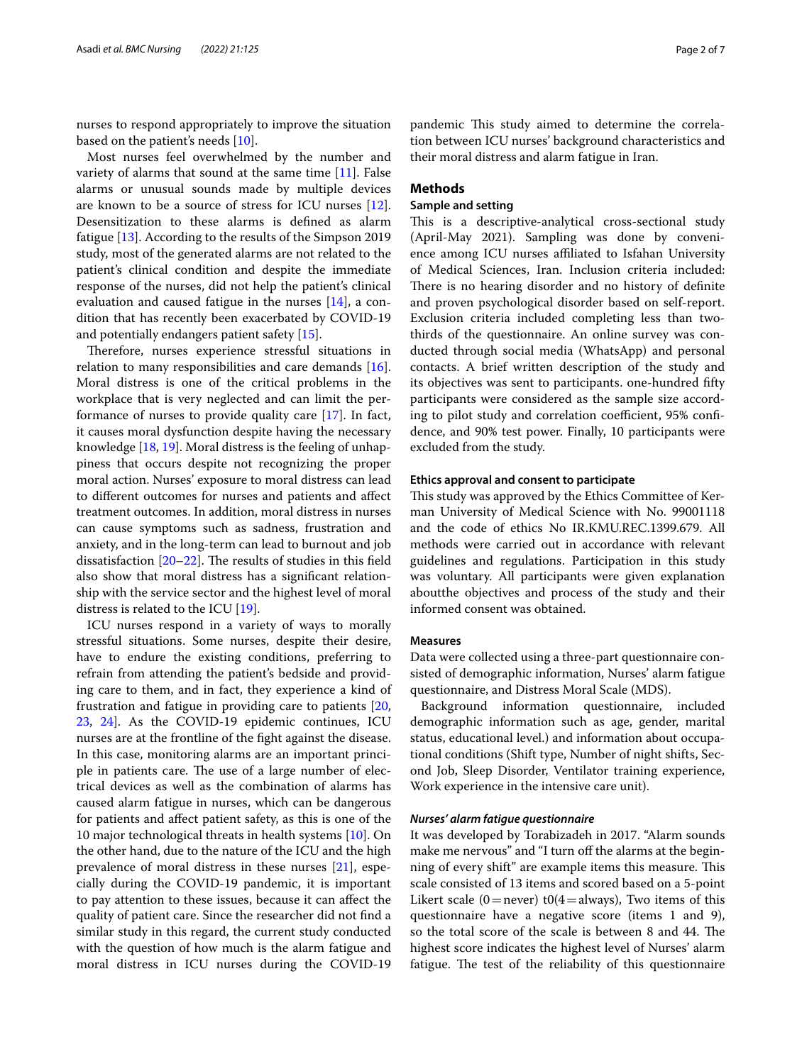nurses to respond appropriately to improve the situation based on the patient's needs [10].

Most nurses feel overwhelmed by the number and variety of alarms that sound at the same time [11]. False alarms or unusual sounds made by multiple devices are known to be a source of stress for ICU nurses [12]. Desensitization to these alarms is defined as alarm fatigue [13]. According to the results of the Simpson 2019 study, most of the generated alarms are not related to the patient's clinical condition and despite the immediate response of the nurses, did not help the patient's clinical evaluation and caused fatigue in the nurses [14], a condition that has recently been exacerbated by COVID-19 and potentially endangers patient safety [15].

Therefore, nurses experience stressful situations in relation to many responsibilities and care demands [16]. Moral distress is one of the critical problems in the workplace that is very neglected and can limit the performance of nurses to provide quality care [17]. In fact, it causes moral dysfunction despite having the necessary knowledge [18, 19]. Moral distress is the feeling of unhappiness that occurs despite not recognizing the proper moral action. Nurses' exposure to moral distress can lead to different outcomes for nurses and patients and affect treatment outcomes. In addition, moral distress in nurses can cause symptoms such as sadness, frustration and anxiety, and in the long-term can lead to burnout and job dissatisfaction [20–22]. The results of studies in this field also show that moral distress has a significant relationship with the service sector and the highest level of moral distress is related to the ICU [19].

ICU nurses respond in a variety of ways to morally stressful situations. Some nurses, despite their desire, have to endure the existing conditions, preferring to refrain from attending the patient's bedside and providing care to them, and in fact, they experience a kind of frustration and fatigue in providing care to patients [20, 23, 24]. As the COVID-19 epidemic continues, ICU nurses are at the frontline of the fight against the disease. In this case, monitoring alarms are an important principle in patients care. The use of a large number of electrical devices as well as the combination of alarms has caused alarm fatigue in nurses, which can be dangerous for patients and affect patient safety, as this is one of the 10 major technological threats in health systems [10]. On the other hand, due to the nature of the ICU and the high prevalence of moral distress in these nurses [21], especially during the COVID-19 pandemic, it is important to pay attention to these issues, because it can affect the quality of patient care. Since the researcher did not find a similar study in this regard, the current study conducted with the question of how much is the alarm fatigue and moral distress in ICU nurses during the COVID-19 pandemic This study aimed to determine the correlation between ICU nurses' background characteristics and their moral distress and alarm fatigue in Iran.

## Methods

### Sample and setting

This is a descriptive-analytical cross-sectional study (April-May 2021). Sampling was done by convenience among ICU nurses affiliated to Isfahan University of Medical Sciences, Iran. Inclusion criteria included: There is no hearing disorder and no history of definite and proven psychological disorder based on self-report. Exclusion criteria included completing less than two-thirds of the questionnaire. An online survey was conducted through social media (WhatsApp) and personal contacts. A brief written description of the study and its objectives was sent to participants. one-hundred fifty participants were considered as the sample size according to pilot study and correlation coefficient, 95% confidence, and 90% test power. Finally, 10 participants were excluded from the study.

### Ethics approval and consent to participate

This study was approved by the Ethics Committee of Kerman University of Medical Science with No. 99001118 and the code of ethics No IR.KMU.REC.1399.679. All methods were carried out in accordance with relevant guidelines and regulations. Participation in this study was voluntary. All participants were given explanation aboutthe objectives and process of the study and their informed consent was obtained.

### Measures

Data were collected using a three-part questionnaire consisted of demographic information, Nurses' alarm fatigue questionnaire, and Distress Moral Scale (MDS).

Background information questionnaire, included demographic information such as age, gender, marital status, educational level.) and information about occupational conditions (Shift type, Number of night shifts, Second Job, Sleep Disorder, Ventilator training experience, Work experience in the intensive care unit).

#### *Nurses' alarm fatigue questionnaire*

It was developed by Torabizadeh in 2017. "Alarm sounds make me nervous" and "I turn off the alarms at the beginning of every shift" are example items this measure. This scale consisted of 13 items and scored based on a 5-point Likert scale (0 = never) t0(4 = always), Two items of this questionnaire have a negative score (items 1 and 9), so the total score of the scale is between 8 and 44. The highest score indicates the highest level of Nurses' alarm fatigue. The test of the reliability of this questionnaire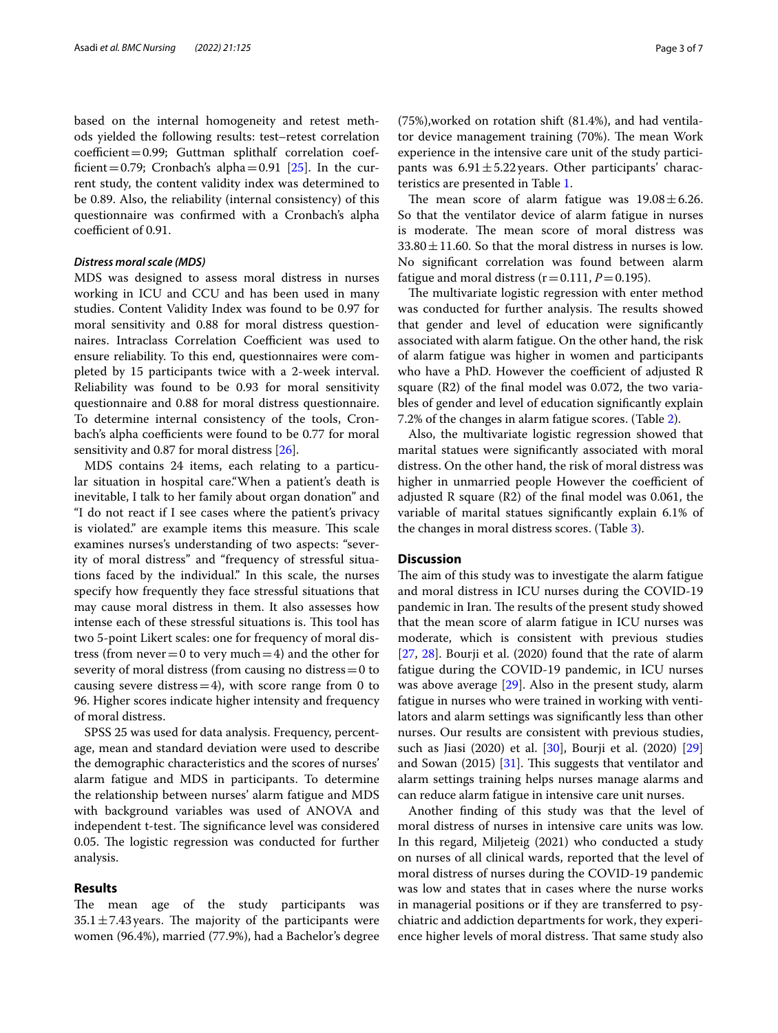based on the internal homogeneity and retest methods yielded the following results: test–retest correlation coefficient = 0.99; Guttman splithalf correlation coefficient = 0.79; Cronbach's alpha = 0.91 [25]. In the current study, the content validity index was determined to be 0.89. Also, the reliability (internal consistency) of this questionnaire was confirmed with a Cronbach's alpha coefficient of 0.91.

### *Distress moral scale (MDS)*

MDS was designed to assess moral distress in nurses working in ICU and CCU and has been used in many studies. Content Validity Index was found to be 0.97 for moral sensitivity and 0.88 for moral distress questionnaires. Intraclass Correlation Coefficient was used to ensure reliability. To this end, questionnaires were completed by 15 participants twice with a 2-week interval. Reliability was found to be 0.93 for moral sensitivity questionnaire and 0.88 for moral distress questionnaire. To determine internal consistency of the tools, Cronbach's alpha coefficients were found to be 0.77 for moral sensitivity and 0.87 for moral distress [26].

MDS contains 24 items, each relating to a particular situation in hospital care."When a patient's death is inevitable, I talk to her family about organ donation" and "I do not react if I see cases where the patient's privacy is violated." are example items this measure. This scale examines nurses's understanding of two aspects: "severity of moral distress" and "frequency of stressful situations faced by the individual." In this scale, the nurses specify how frequently they face stressful situations that may cause moral distress in them. It also assesses how intense each of these stressful situations is. This tool has two 5-point Likert scales: one for frequency of moral distress (from never = 0 to very much = 4) and the other for severity of moral distress (from causing no distress = 0 to causing severe distress = 4), with score range from 0 to 96. Higher scores indicate higher intensity and frequency of moral distress.

SPSS 25 was used for data analysis. Frequency, percentage, mean and standard deviation were used to describe the demographic characteristics and the scores of nurses' alarm fatigue and MDS in participants. To determine the relationship between nurses' alarm fatigue and MDS with background variables was used of ANOVA and independent t-test. The significance level was considered 0.05. The logistic regression was conducted for further analysis.

## Results

The mean age of the study participants was $35.1 \pm 7.43$ years. The majority of the participants were women (96.4%), married (77.9%), had a Bachelor's degree (75%),worked on rotation shift (81.4%), and had ventilator device management training (70%). The mean Work experience in the intensive care unit of the study participants was $6.91 \pm 5.22$ years. Other participants' characteristics are presented in Table 1.

The mean score of alarm fatigue was $19.08 \pm 6.26$. So that the ventilator device of alarm fatigue in nurses is moderate. The mean score of moral distress was $33.80 \pm 11.60$. So that the moral distress in nurses is low. No significant correlation was found between alarm fatigue and moral distress ($r = 0.111$, $P = 0.195$).

The multivariate logistic regression with enter method was conducted for further analysis. The results showed that gender and level of education were significantly associated with alarm fatigue. On the other hand, the risk of alarm fatigue was higher in women and participants who have a PhD. However the coefficient of adjusted R square (R2) of the final model was 0.072, the two variables of gender and level of education significantly explain 7.2% of the changes in alarm fatigue scores. (Table 2).

Also, the multivariate logistic regression showed that marital statues were significantly associated with moral distress. On the other hand, the risk of moral distress was higher in unmarried people However the coefficient of adjusted R square (R2) of the final model was 0.061, the variable of marital statues significantly explain 6.1% of the changes in moral distress scores. (Table 3).

## Discussion

The aim of this study was to investigate the alarm fatigue and moral distress in ICU nurses during the COVID-19 pandemic in Iran. The results of the present study showed that the mean score of alarm fatigue in ICU nurses was moderate, which is consistent with previous studies [27, 28]. Bourji et al. (2020) found that the rate of alarm fatigue during the COVID-19 pandemic, in ICU nurses was above average [29]. Also in the present study, alarm fatigue in nurses who were trained in working with ventilators and alarm settings was significantly less than other nurses. Our results are consistent with previous studies, such as Jiasi (2020) et al. [30], Bourji et al. (2020) [29] and Sowan (2015) [31]. This suggests that ventilator and alarm settings training helps nurses manage alarms and can reduce alarm fatigue in intensive care unit nurses.

Another finding of this study was that the level of moral distress of nurses in intensive care units was low. In this regard, Miljeteig (2021) who conducted a study on nurses of all clinical wards, reported that the level of moral distress of nurses during the COVID-19 pandemic was low and states that in cases where the nurse works in managerial positions or if they are transferred to psychiatric and addiction departments for work, they experience higher levels of moral distress. That same study also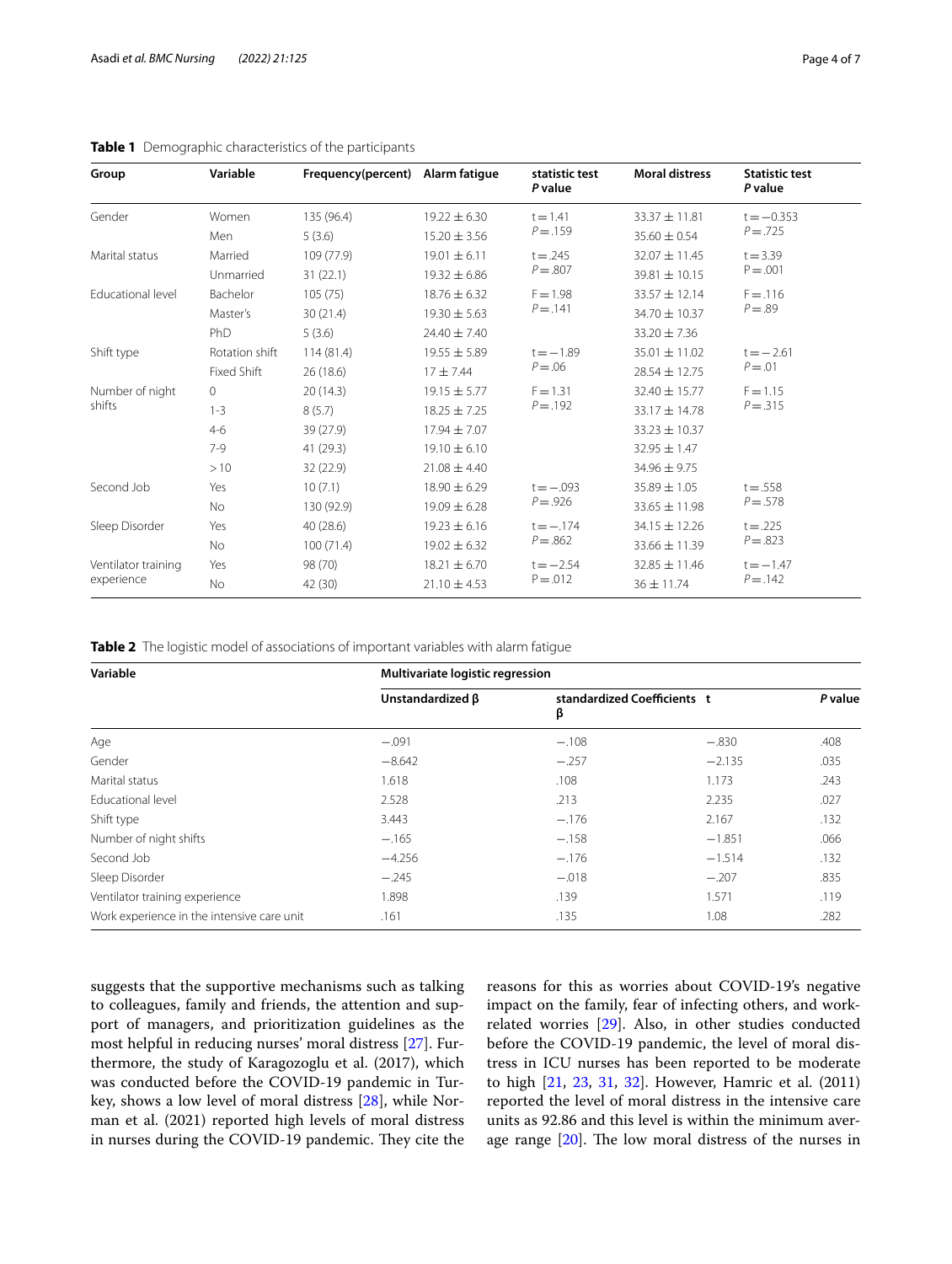**Table 1** Demographic characteristics of the participants

| Group | Variable | Frequency(percent) | Alarm fatigue | statistic test *P* value | Moral distress | Statistic test *P* value |
|---|---|---|---|---|---|---|
| Gender | Women | 135 (96.4) | 19.22 ± 6.30 | t = 1.41 | 33.37 ± 11.81 | t = −0.353 |
| | Men | 5 (3.6) | 15.20 ± 3.56 | *P* = .159 | 35.60 ± 0.54 | *P* = .725 |
| Marital status | Married | 109 (77.9) | 19.01 ± 6.11 | t = .245 | 32.07 ± 11.45 | t = 3.39 |
| | Unmarried | 31 (22.1) | 19.32 ± 6.86 | *P* = .807 | 39.81 ± 10.15 | P = .001 |
| Educational level | Bachelor | 105 (75) | 18.76 ± 6.32 | F = 1.98 | 33.57 ± 12.14 | F = .116 |
| | Master's | 30 (21.4) | 19.30 ± 5.63 | *P* = .141 | 34.70 ± 10.37 | *P* = .89 |
| | PhD | 5 (3.6) | 24.40 ± 7.40 | | 33.20 ± 7.36 | |
| Shift type | Rotation shift | 114 (81.4) | 19.55 ± 5.89 | t = −1.89 | 35.01 ± 11.02 | t = −2.61 |
| | Fixed Shift | 26 (18.6) | 17 ± 7.44 | *P* = .06 | 28.54 ± 12.75 | *P* = .01 |
| Number of night shifts | 0 | 20 (14.3) | 19.15 ± 5.77 | F = 1.31 | 32.40 ± 15.77 | F = 1.15 |
| | 1-3 | 8 (5.7) | 18.25 ± 7.25 | *P* = .192 | 33.17 ± 14.78 | *P* = .315 |
| | 4-6 | 39 (27.9) | 17.94 ± 7.07 | | 33.23 ± 10.37 | |
| | 7-9 | 41 (29.3) | 19.10 ± 6.10 | | 32.95 ± 1.47 | |
| | > 10 | 32 (22.9) | 21.08 ± 4.40 | | 34.96 ± 9.75 | |
| Second Job | Yes | 10 (7.1) | 18.90 ± 6.29 | t = −.093 | 35.89 ± 1.05 | t = .558 |
| | No | 130 (92.9) | 19.09 ± 6.28 | *P* = .926 | 33.65 ± 11.98 | *P* = .578 |
| Sleep Disorder | Yes | 40 (28.6) | 19.23 ± 6.16 | t = −.174 | 34.15 ± 12.26 | t = .225 |
| | No | 100 (71.4) | 19.02 ± 6.32 | *P* = .862 | 33.66 ± 11.39 | *P* = .823 |
| Ventilator training experience | Yes | 98 (70) | 18.21 ± 6.70 | t = −2.54 | 32.85 ± 11.46 | t = −1.47 |
| | No | 42 (30) | 21.10 ± 4.53 | P = .012 | 36 ± 11.74 | *P* = .142 |

**Table 2** The logistic model of associations of important variables with alarm fatigue

| Variable | Multivariate logistic regression | | | |
|---|---|---|---|---|
| | Unstandardized β | standardized Coefficients β | t | *P* value |
| Age | −.091 | −.108 | −.830 | .408 |
| Gender | −8.642 | −.257 | −2.135 | .035 |
| Marital status | 1.618 | .108 | 1.173 | .243 |
| Educational level | 2.528 | .213 | 2.235 | .027 |
| Shift type | 3.443 | −.176 | 2.167 | .132 |
| Number of night shifts | −.165 | −.158 | −1.851 | .066 |
| Second Job | −4.256 | −.176 | −1.514 | .132 |
| Sleep Disorder | −.245 | −.018 | −.207 | .835 |
| Ventilator training experience | 1.898 | .139 | 1.571 | .119 |
| Work experience in the intensive care unit | .161 | .135 | 1.08 | .282 |

suggests that the supportive mechanisms such as talking to colleagues, family and friends, the attention and support of managers, and prioritization guidelines as the most helpful in reducing nurses' moral distress [27]. Furthermore, the study of Karagozoglu et al. (2017), which was conducted before the COVID-19 pandemic in Turkey, shows a low level of moral distress [28], while Norman et al. (2021) reported high levels of moral distress in nurses during the COVID-19 pandemic. They cite the reasons for this as worries about COVID-19's negative impact on the family, fear of infecting others, and work-related worries [29]. Also, in other studies conducted before the COVID-19 pandemic, the level of moral distress in ICU nurses has been reported to be moderate to high [21, 23, 31, 32]. However, Hamric et al. (2011) reported the level of moral distress in the intensive care units as 92.86 and this level is within the minimum average range [20]. The low moral distress of the nurses in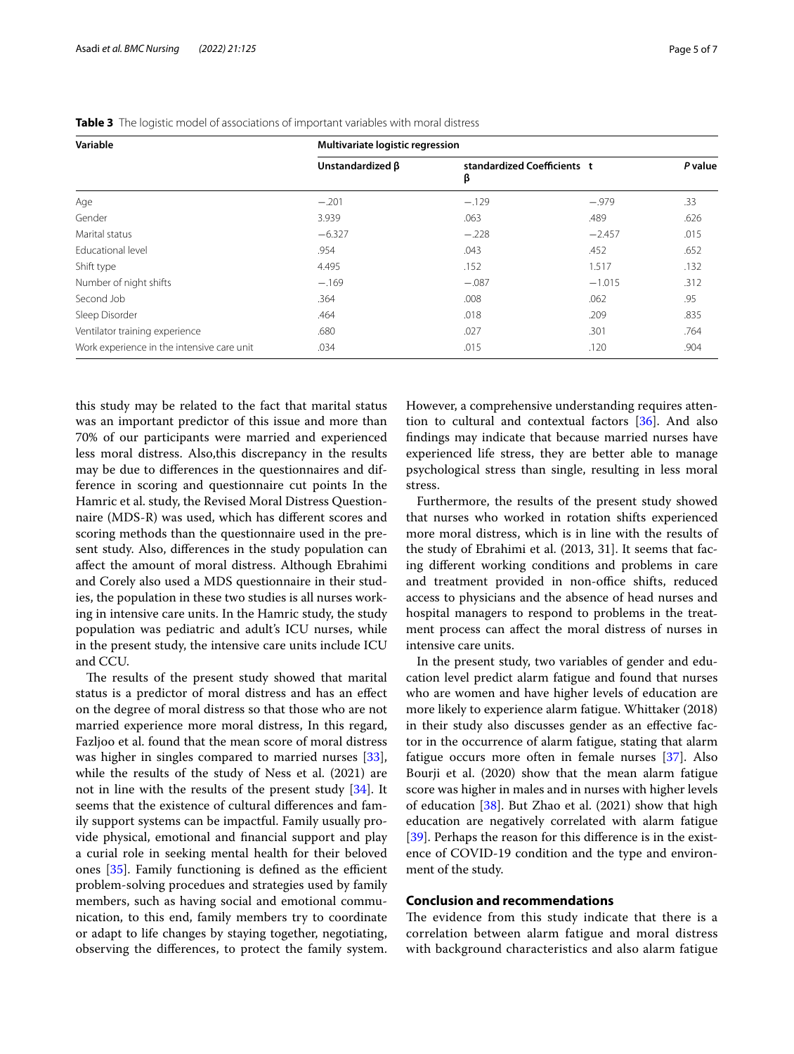**Table 3** The logistic model of associations of important variables with moral distress

| Variable | Multivariate logistic regression | | | |
|---|---|---|---|---|
| | Unstandardized β | standardized Coefficients β | t | *P* value |
| Age | −.201 | −.129 | −.979 | .33 |
| Gender | 3.939 | .063 | .489 | .626 |
| Marital status | −6.327 | −.228 | −2.457 | .015 |
| Educational level | .954 | .043 | .452 | .652 |
| Shift type | 4.495 | .152 | 1.517 | .132 |
| Number of night shifts | −.169 | −.087 | −1.015 | .312 |
| Second Job | .364 | .008 | .062 | .95 |
| Sleep Disorder | .464 | .018 | .209 | .835 |
| Ventilator training experience | .680 | .027 | .301 | .764 |
| Work experience in the intensive care unit | .034 | .015 | .120 | .904 |

this study may be related to the fact that marital status was an important predictor of this issue and more than 70% of our participants were married and experienced less moral distress. Also,this discrepancy in the results may be due to differences in the questionnaires and difference in scoring and questionnaire cut points In the Hamric et al. study, the Revised Moral Distress Questionnaire (MDS-R) was used, which has different scores and scoring methods than the questionnaire used in the present study. Also, differences in the study population can affect the amount of moral distress. Although Ebrahimi and Corely also used a MDS questionnaire in their studies, the population in these two studies is all nurses working in intensive care units. In the Hamric study, the study population was pediatric and adult's ICU nurses, while in the present study, the intensive care units include ICU and CCU.

The results of the present study showed that marital status is a predictor of moral distress and has an effect on the degree of moral distress so that those who are not married experience more moral distress, In this regard, Fazljoo et al. found that the mean score of moral distress was higher in singles compared to married nurses [33], while the results of the study of Ness et al. (2021) are not in line with the results of the present study [34]. It seems that the existence of cultural differences and family support systems can be impactful. Family usually provide physical, emotional and financial support and play a curial role in seeking mental health for their beloved ones [35]. Family functioning is defined as the efficient problem-solving procedues and strategies used by family members, such as having social and emotional communication, to this end, family members try to coordinate or adapt to life changes by staying together, negotiating, observing the differences, to protect the family system. However, a comprehensive understanding requires attention to cultural and contextual factors [36]. And also findings may indicate that because married nurses have experienced life stress, they are better able to manage psychological stress than single, resulting in less moral stress.

Furthermore, the results of the present study showed that nurses who worked in rotation shifts experienced more moral distress, which is in line with the results of the study of Ebrahimi et al. (2013, 31]. It seems that facing different working conditions and problems in care and treatment provided in non-office shifts, reduced access to physicians and the absence of head nurses and hospital managers to respond to problems in the treatment process can affect the moral distress of nurses in intensive care units.

In the present study, two variables of gender and education level predict alarm fatigue and found that nurses who are women and have higher levels of education are more likely to experience alarm fatigue. Whittaker (2018) in their study also discusses gender as an effective factor in the occurrence of alarm fatigue, stating that alarm fatigue occurs more often in female nurses [37]. Also Bourji et al. (2020) show that the mean alarm fatigue score was higher in males and in nurses with higher levels of education [38]. But Zhao et al. (2021) show that high education are negatively correlated with alarm fatigue [39]. Perhaps the reason for this difference is in the existence of COVID-19 condition and the type and environment of the study.

## Conclusion and recommendations

The evidence from this study indicate that there is a correlation between alarm fatigue and moral distress with background characteristics and also alarm fatigue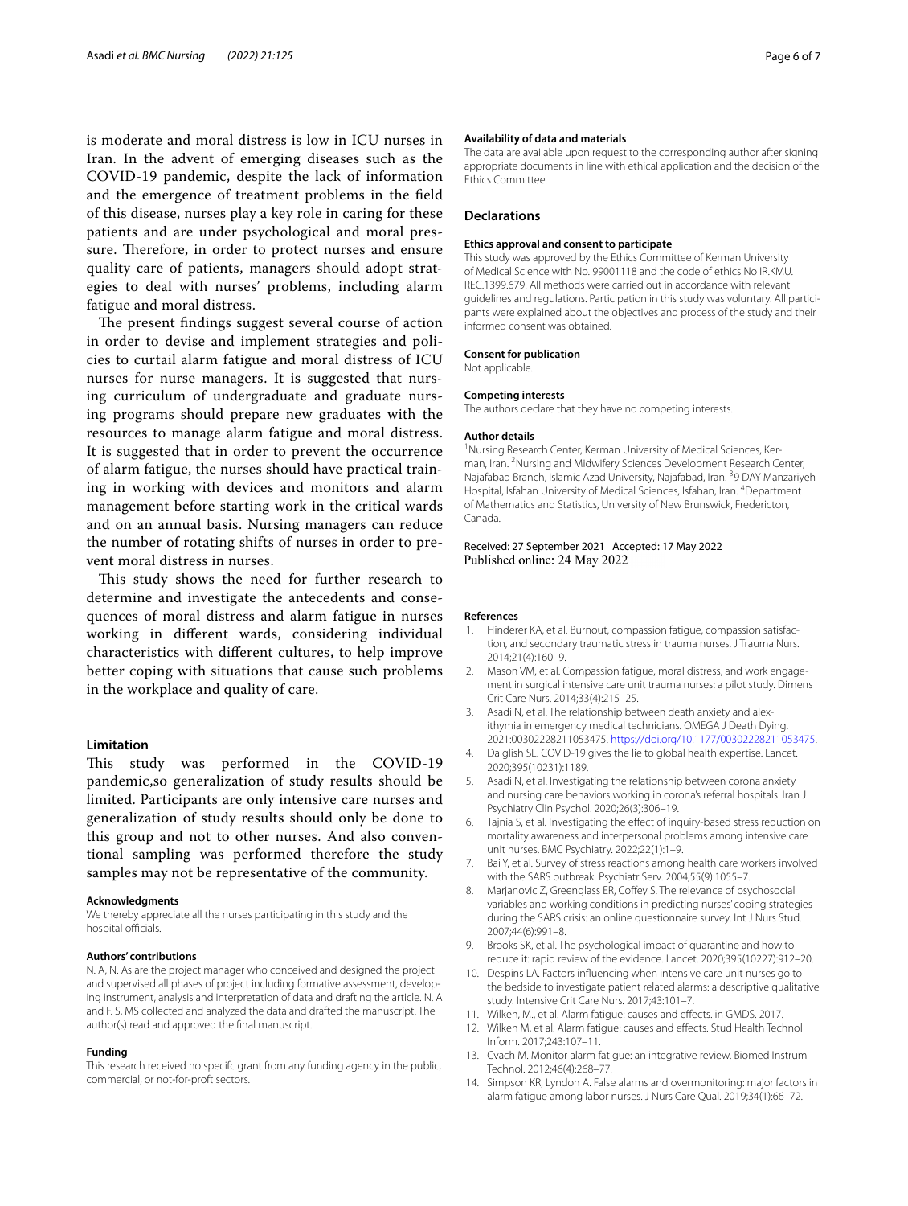is moderate and moral distress is low in ICU nurses in Iran. In the advent of emerging diseases such as the COVID-19 pandemic, despite the lack of information and the emergence of treatment problems in the field of this disease, nurses play a key role in caring for these patients and are under psychological and moral pressure. Therefore, in order to protect nurses and ensure quality care of patients, managers should adopt strategies to deal with nurses' problems, including alarm fatigue and moral distress.

The present findings suggest several course of action in order to devise and implement strategies and policies to curtail alarm fatigue and moral distress of ICU nurses for nurse managers. It is suggested that nursing curriculum of undergraduate and graduate nursing programs should prepare new graduates with the resources to manage alarm fatigue and moral distress. It is suggested that in order to prevent the occurrence of alarm fatigue, the nurses should have practical training in working with devices and monitors and alarm management before starting work in the critical wards and on an annual basis. Nursing managers can reduce the number of rotating shifts of nurses in order to prevent moral distress in nurses.

This study shows the need for further research to determine and investigate the antecedents and consequences of moral distress and alarm fatigue in nurses working in different wards, considering individual characteristics with different cultures, to help improve better coping with situations that cause such problems in the workplace and quality of care.

## Limitation

This study was performed in the COVID-19 pandemic,so generalization of study results should be limited. Participants are only intensive care nurses and generalization of study results should only be done to this group and not to other nurses. And also conventional sampling was performed therefore the study samples may not be representative of the community.

#### Acknowledgments

We thereby appreciate all the nurses participating in this study and the hospital officials.

#### Authors' contributions

N. A, N. As are the project manager who conceived and designed the project and supervised all phases of project including formative assessment, developing instrument, analysis and interpretation of data and drafting the article. N. A and F. S, MS collected and analyzed the data and drafted the manuscript. The author(s) read and approved the final manuscript.

#### Funding

This research received no specifc grant from any funding agency in the public, commercial, or not-for-proft sectors.

#### Availability of data and materials

The data are available upon request to the corresponding author after signing appropriate documents in line with ethical application and the decision of the Ethics Committee.

## Declarations

#### Ethics approval and consent to participate

This study was approved by the Ethics Committee of Kerman University of Medical Science with No. 99001118 and the code of ethics No IR.KMU.REC.1399.679. All methods were carried out in accordance with relevant guidelines and regulations. Participation in this study was voluntary. All participants were explained about the objectives and process of the study and their informed consent was obtained.

#### Consent for publication

Not applicable.

#### Competing interests

The authors declare that they have no competing interests.

#### Author details

[1]Nursing Research Center, Kerman University of Medical Sciences, Kerman, Iran. [2]Nursing and Midwifery Sciences Development Research Center, Najafabad Branch, Islamic Azad University, Najafabad, Iran. [3]9 DAY Manzariyeh Hospital, Isfahan University of Medical Sciences, Isfahan, Iran. [4]Department of Mathematics and Statistics, University of New Brunswick, Fredericton, Canada.

Received: 27 September 2021 Accepted: 17 May 2022
Published online: 24 May 2022

#### References

1. Hinderer KA, et al. Burnout, compassion fatigue, compassion satisfaction, and secondary traumatic stress in trauma nurses. J Trauma Nurs. 2014;21(4):160–9.
2. Mason VM, et al. Compassion fatigue, moral distress, and work engagement in surgical intensive care unit trauma nurses: a pilot study. Dimens Crit Care Nurs. 2014;33(4):215–25.
3. Asadi N, et al. The relationship between death anxiety and alexithymia in emergency medical technicians. OMEGA J Death Dying. 2021:00302228211053475. https://doi.org/10.1177/00302228211053475.
4. Dalglish SL. COVID-19 gives the lie to global health expertise. Lancet. 2020;395(10231):1189.
5. Asadi N, et al. Investigating the relationship between corona anxiety and nursing care behaviors working in corona's referral hospitals. Iran J Psychiatry Clin Psychol. 2020;26(3):306–19.
6. Tajnia S, et al. Investigating the effect of inquiry-based stress reduction on mortality awareness and interpersonal problems among intensive care unit nurses. BMC Psychiatry. 2022;22(1):1–9.
7. Bai Y, et al. Survey of stress reactions among health care workers involved with the SARS outbreak. Psychiatr Serv. 2004;55(9):1055–7.
8. Marjanovic Z, Greenglass ER, Coffey S. The relevance of psychosocial variables and working conditions in predicting nurses' coping strategies during the SARS crisis: an online questionnaire survey. Int J Nurs Stud. 2007;44(6):991–8.
9. Brooks SK, et al. The psychological impact of quarantine and how to reduce it: rapid review of the evidence. Lancet. 2020;395(10227):912–20.
10. Despins LA. Factors influencing when intensive care unit nurses go to the bedside to investigate patient related alarms: a descriptive qualitative study. Intensive Crit Care Nurs. 2017;43:101–7.
11. Wilken, M., et al. Alarm fatigue: causes and effects. in GMDS. 2017.
12. Wilken M, et al. Alarm fatigue: causes and effects. Stud Health Technol Inform. 2017;243:107–11.
13. Cvach M. Monitor alarm fatigue: an integrative review. Biomed Instrum Technol. 2012;46(4):268–77.
14. Simpson KR, Lyndon A. False alarms and overmonitoring: major factors in alarm fatigue among labor nurses. J Nurs Care Qual. 2019;34(1):66–72.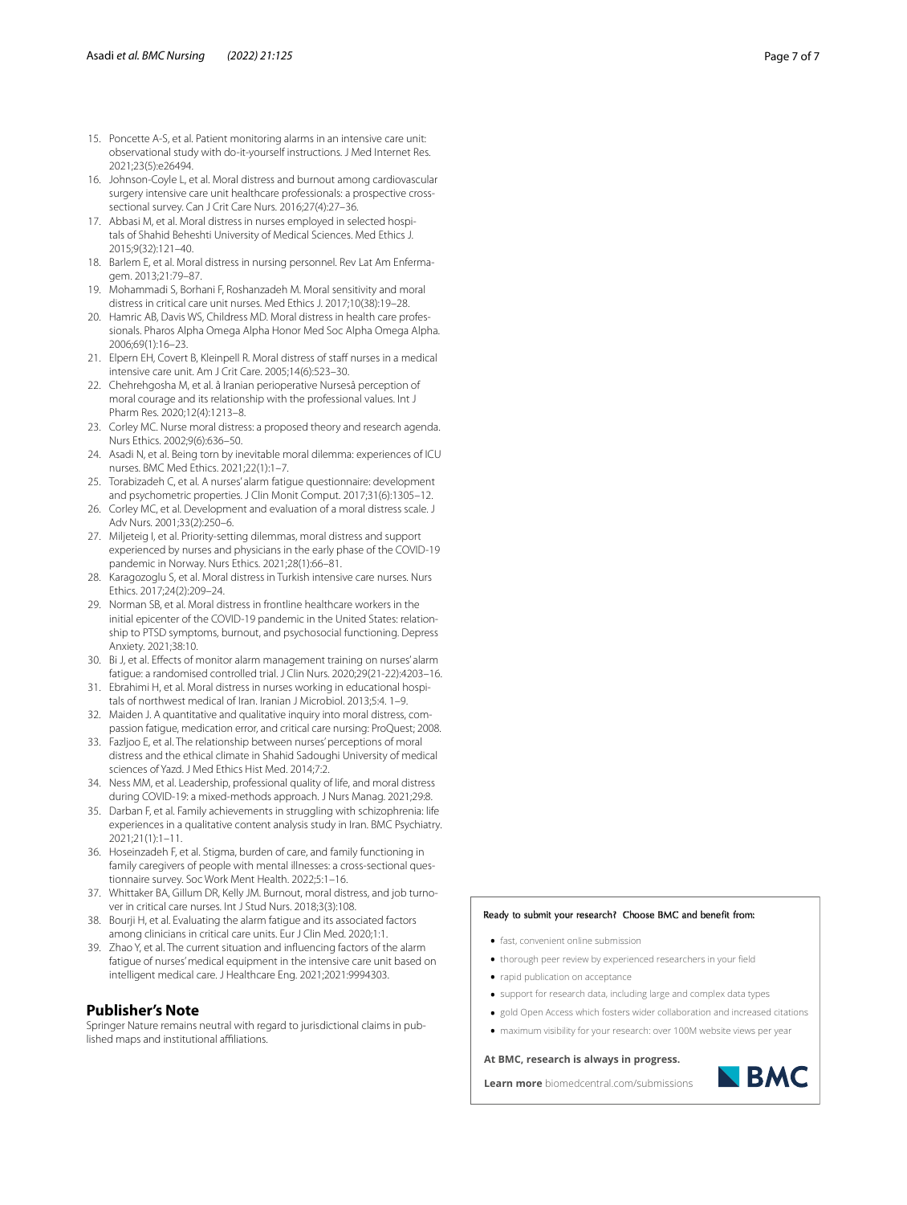15. Poncette A-S, et al. Patient monitoring alarms in an intensive care unit: observational study with do-it-yourself instructions. J Med Internet Res. 2021;23(5):e26494.
16. Johnson-Coyle L, et al. Moral distress and burnout among cardiovascular surgery intensive care unit healthcare professionals: a prospective cross-sectional survey. Can J Crit Care Nurs. 2016;27(4):27–36.
17. Abbasi M, et al. Moral distress in nurses employed in selected hospitals of Shahid Beheshti University of Medical Sciences. Med Ethics J. 2015;9(32):121–40.
18. Barlem E, et al. Moral distress in nursing personnel. Rev Lat Am Enfermagem. 2013;21:79–87.
19. Mohammadi S, Borhani F, Roshanzadeh M. Moral sensitivity and moral distress in critical care unit nurses. Med Ethics J. 2017;10(38):19–28.
20. Hamric AB, Davis WS, Childress MD. Moral distress in health care professionals. Pharos Alpha Omega Alpha Honor Med Soc Alpha Omega Alpha. 2006;69(1):16–23.
21. Elpern EH, Covert B, Kleinpell R. Moral distress of staff nurses in a medical intensive care unit. Am J Crit Care. 2005;14(6):523–30.
22. Chehrehgosha M, et al. â Iranian perioperative Nursesâ perception of moral courage and its relationship with the professional values. Int J Pharm Res. 2020;12(4):1213–8.
23. Corley MC. Nurse moral distress: a proposed theory and research agenda. Nurs Ethics. 2002;9(6):636–50.
24. Asadi N, et al. Being torn by inevitable moral dilemma: experiences of ICU nurses. BMC Med Ethics. 2021;22(1):1–7.
25. Torabizadeh C, et al. A nurses' alarm fatigue questionnaire: development and psychometric properties. J Clin Monit Comput. 2017;31(6):1305–12.
26. Corley MC, et al. Development and evaluation of a moral distress scale. J Adv Nurs. 2001;33(2):250–6.
27. Miljeteig I, et al. Priority-setting dilemmas, moral distress and support experienced by nurses and physicians in the early phase of the COVID-19 pandemic in Norway. Nurs Ethics. 2021;28(1):66–81.
28. Karagozoglu S, et al. Moral distress in Turkish intensive care nurses. Nurs Ethics. 2017;24(2):209–24.
29. Norman SB, et al. Moral distress in frontline healthcare workers in the initial epicenter of the COVID-19 pandemic in the United States: relationship to PTSD symptoms, burnout, and psychosocial functioning. Depress Anxiety. 2021;38:10.
30. Bi J, et al. Effects of monitor alarm management training on nurses' alarm fatigue: a randomised controlled trial. J Clin Nurs. 2020;29(21-22):4203–16.
31. Ebrahimi H, et al. Moral distress in nurses working in educational hospitals of northwest medical of Iran. Iranian J Microbiol. 2013;5:4. 1–9.
32. Maiden J. A quantitative and qualitative inquiry into moral distress, compassion fatigue, medication error, and critical care nursing: ProQuest; 2008.
33. Fazljoo E, et al. The relationship between nurses' perceptions of moral distress and the ethical climate in Shahid Sadoughi University of medical sciences of Yazd. J Med Ethics Hist Med. 2014;7:2.
34. Ness MM, et al. Leadership, professional quality of life, and moral distress during COVID-19: a mixed-methods approach. J Nurs Manag. 2021;29:8.
35. Darban F, et al. Family achievements in struggling with schizophrenia: life experiences in a qualitative content analysis study in Iran. BMC Psychiatry. 2021;21(1):1–11.
36. Hoseinzadeh F, et al. Stigma, burden of care, and family functioning in family caregivers of people with mental illnesses: a cross-sectional questionnaire survey. Soc Work Ment Health. 2022;5:1–16.
37. Whittaker BA, Gillum DR, Kelly JM. Burnout, moral distress, and job turnover in critical care nurses. Int J Stud Nurs. 2018;3(3):108.
38. Bourji H, et al. Evaluating the alarm fatigue and its associated factors among clinicians in critical care units. Eur J Clin Med. 2020;1:1.
39. Zhao Y, et al. The current situation and influencing factors of the alarm fatigue of nurses' medical equipment in the intensive care unit based on intelligent medical care. J Healthcare Eng. 2021;2021:9994303.

## Publisher's Note

Springer Nature remains neutral with regard to jurisdictional claims in published maps and institutional affiliations.

Ready to submit your research? Choose BMC and benefit from:

- fast, convenient online submission
- thorough peer review by experienced researchers in your field
- rapid publication on acceptance
- support for research data, including large and complex data types
- gold Open Access which fosters wider collaboration and increased citations
- maximum visibility for your research: over 100M website views per year

**At BMC, research is always in progress.**

**Learn more** biomedcentral.com/submissions

BMC